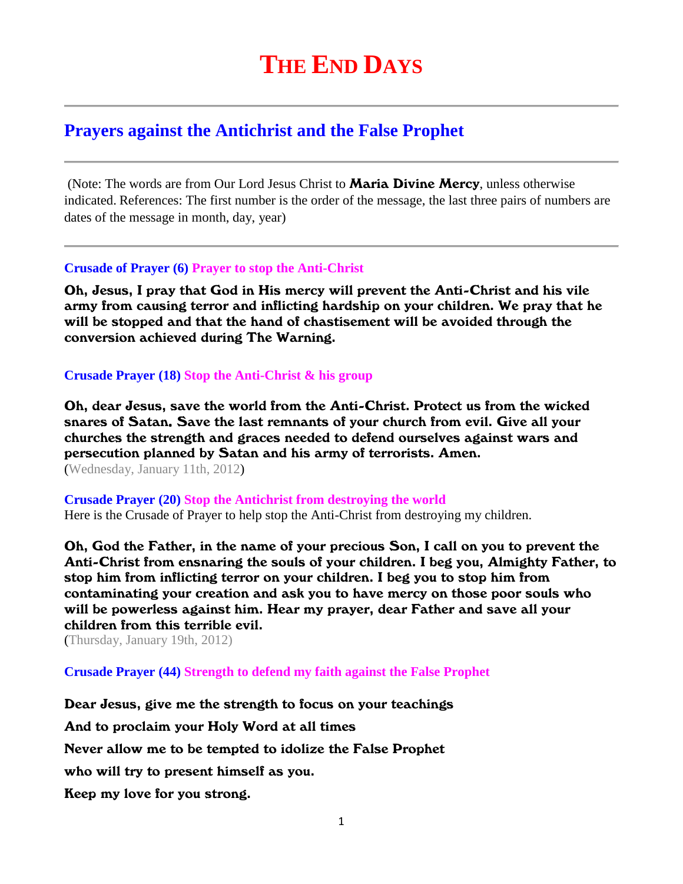# The End Days

## Prayers against the Antichrist and the False Prophet

(Note: The words are from Our Lord Jesus Christ to **Maria Divine Mercy**, unless otherwise indicated. References: The first number is the order of the message, the last three pairs of numbers are dates of the message in month, day, year)

**Crusade of Prayer (6) Prayer to stop the Anti-Christ**

**Oh, Jesus, I pray that God in His mercy will prevent the Anti-Christ and his vile army from causing terror and inflicting hardship on your children. We pray that he will be stopped and that the hand of chastisement will be avoided through the conversion achieved during The Warning.**

**Crusade Prayer (18) Stop the Anti-Christ & his group**

**Oh, dear Jesus, save the world from the Anti-Christ. Protect us from the wicked snares of Satan. Save the last remnants of your church from evil. Give all your churches the strength and graces needed to defend ourselves against wars and persecution planned by Satan and his army of terrorists. Amen.**
(Wednesday, January 11th, 2012)

**Crusade Prayer (20) Stop the Antichrist from destroying the world**
Here is the Crusade of Prayer to help stop the Anti-Christ from destroying my children.

**Oh, God the Father, in the name of your precious Son, I call on you to prevent the Anti-Christ from ensnaring the souls of your children. I beg you, Almighty Father, to stop him from inflicting terror on your children. I beg you to stop him from contaminating your creation and ask you to have mercy on those poor souls who will be powerless against him. Hear my prayer, dear Father and save all your children from this terrible evil.**
(Thursday, January 19th, 2012)

**Crusade Prayer (44) Strength to defend my faith against the False Prophet**

**Dear Jesus, give me the strength to focus on your teachings**

**And to proclaim your Holy Word at all times**

**Never allow me to be tempted to idolize the False Prophet**

**who will try to present himself as you.**

**Keep my love for you strong.**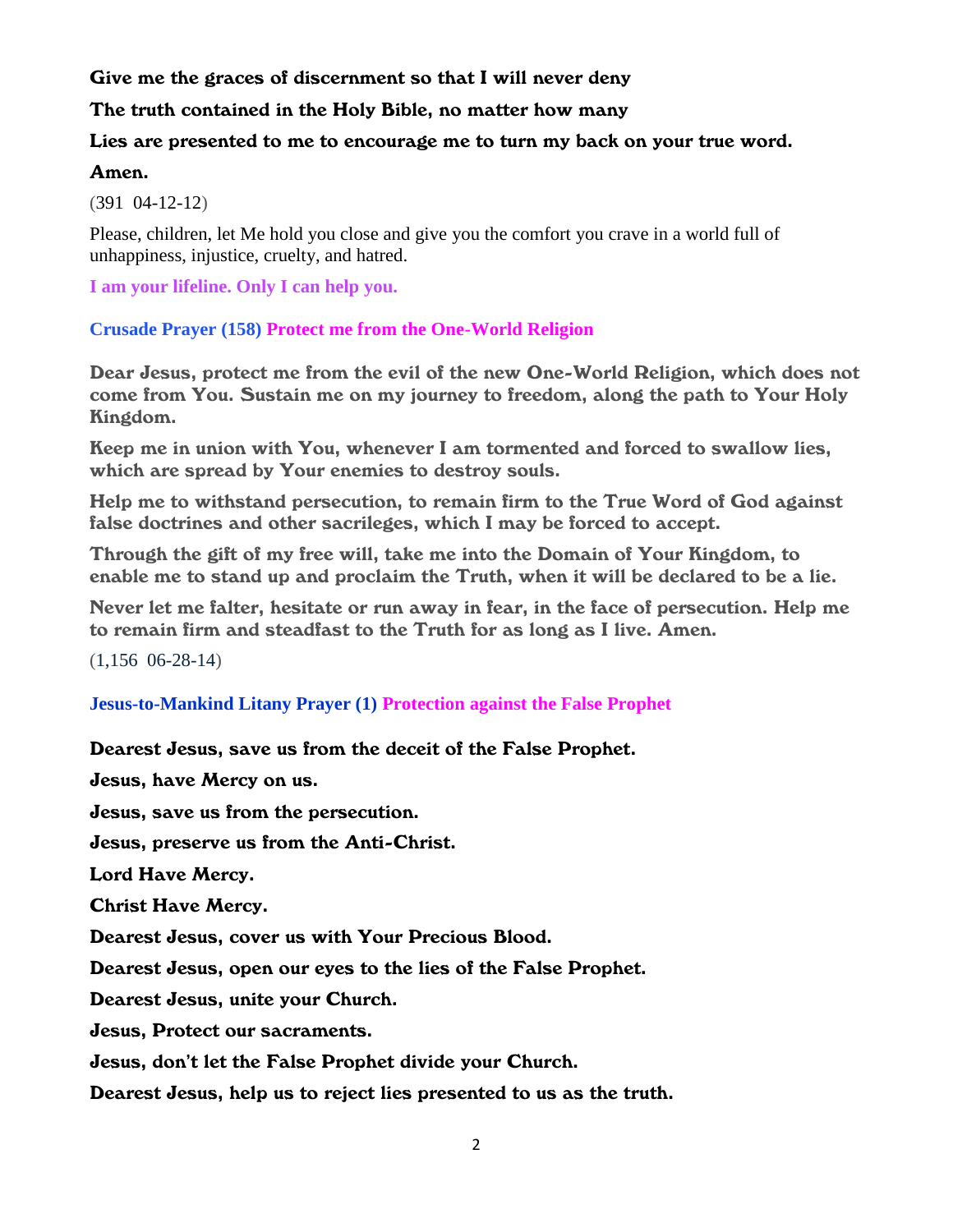**Give me the graces of discernment so that I will never deny**

**The truth contained in the Holy Bible, no matter how many**

**Lies are presented to me to encourage me to turn my back on your true word.**

**Amen.**

(391 04-12-12)

Please, children, let Me hold you close and give you the comfort you crave in a world full of unhappiness, injustice, cruelty, and hatred.

**I am your lifeline. Only I can help you.**

### Crusade Prayer (158) Protect me from the One-World Religion

**Dear Jesus, protect me from the evil of the new One-World Religion, which does not come from You. Sustain me on my journey to freedom, along the path to Your Holy Kingdom.**

**Keep me in union with You, whenever I am tormented and forced to swallow lies, which are spread by Your enemies to destroy souls.**

**Help me to withstand persecution, to remain firm to the True Word of God against false doctrines and other sacrileges, which I may be forced to accept.**

**Through the gift of my free will, take me into the Domain of Your Kingdom, to enable me to stand up and proclaim the Truth, when it will be declared to be a lie.**

**Never let me falter, hesitate or run away in fear, in the face of persecution. Help me to remain firm and steadfast to the Truth for as long as I live. Amen.**

(1,156 06-28-14)

### Jesus-to-Mankind Litany Prayer (1) Protection against the False Prophet

**Dearest Jesus, save us from the deceit of the False Prophet.**

**Jesus, have Mercy on us.**

**Jesus, save us from the persecution.**

**Jesus, preserve us from the Anti-Christ.**

**Lord Have Mercy.**

**Christ Have Mercy.**

**Dearest Jesus, cover us with Your Precious Blood.**

**Dearest Jesus, open our eyes to the lies of the False Prophet.**

**Dearest Jesus, unite your Church.**

**Jesus, Protect our sacraments.**

**Jesus, don't let the False Prophet divide your Church.**

**Dearest Jesus, help us to reject lies presented to us as the truth.**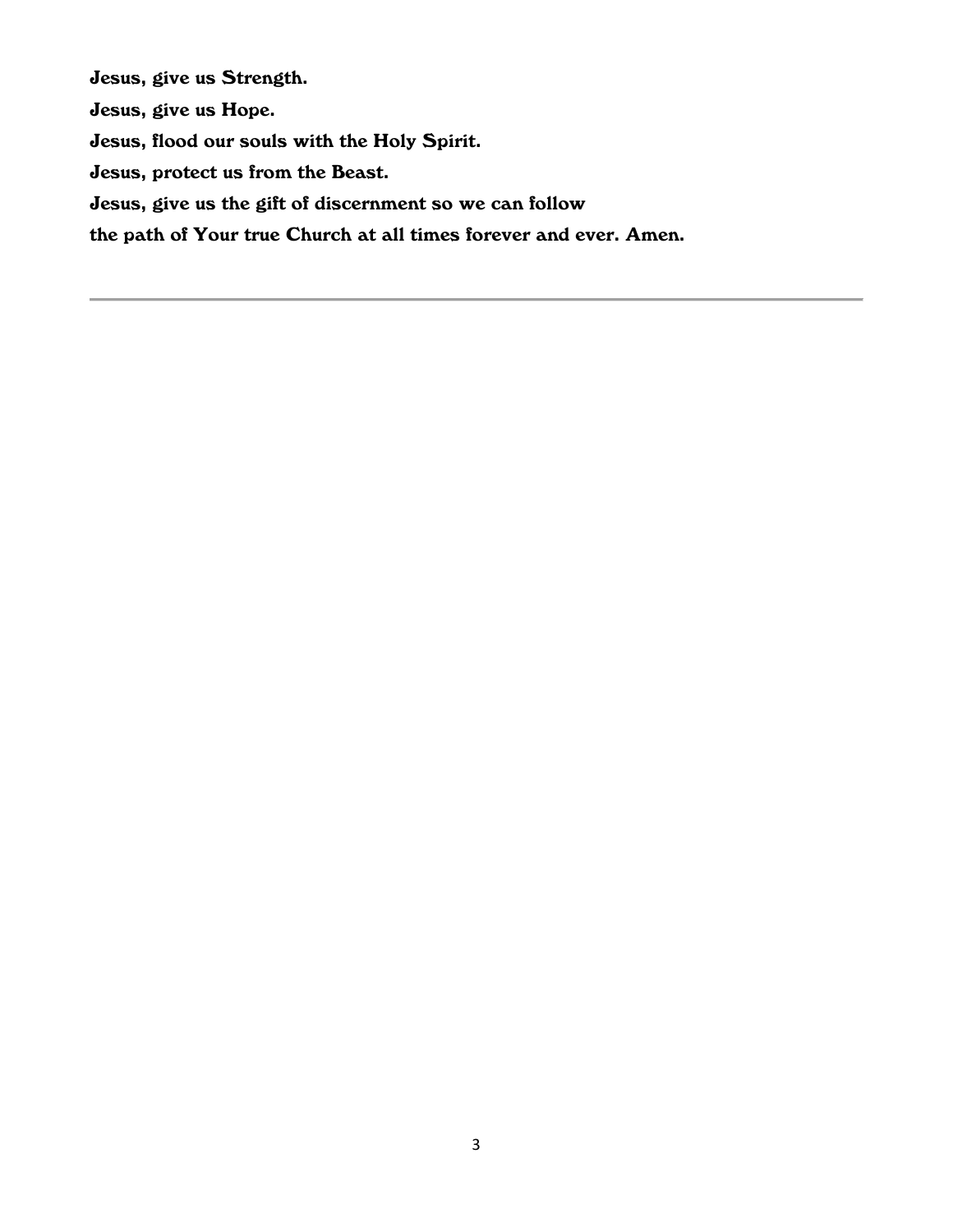**Jesus, give us Strength.**

**Jesus, give us Hope.**

**Jesus, flood our souls with the Holy Spirit.**

**Jesus, protect us from the Beast.**

**Jesus, give us the gift of discernment so we can follow**
**the path of Your true Church at all times forever and ever. Amen.**

---